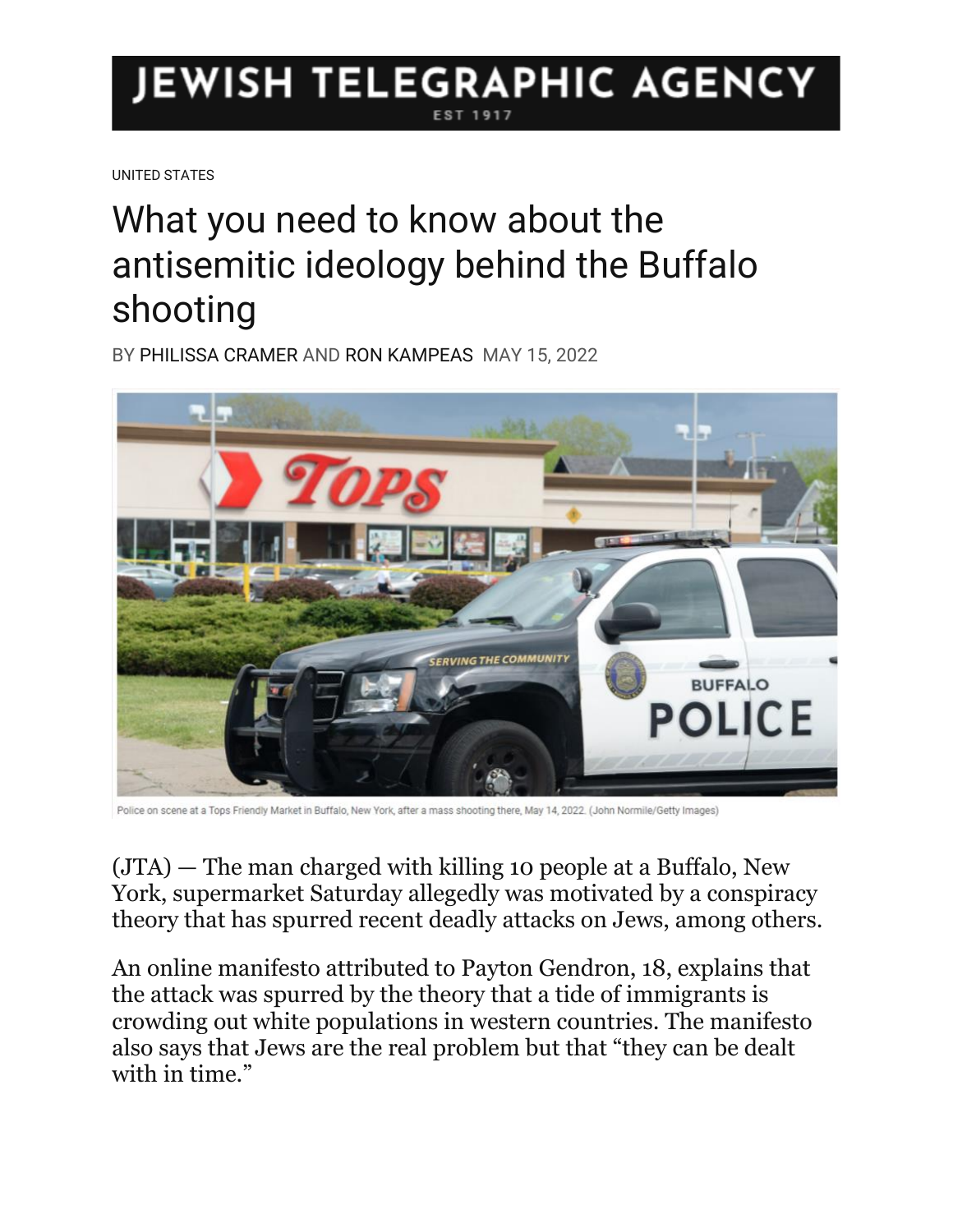JEWISH TELEGRAPHIC AGENCY

EST 1917

UNITED STATES

# What you need to know about the antisemitic ideology behind the Buffalo shooting

BY PHILISSA CRAMER AND RON KAMPEAS MAY 15, 2022

Police on scene at a Tops Friendly Market in Buffalo, New York, after a mass shooting there, May 14, 2022. (John Normile/Getty Images)

(JTA) — The man charged with killing 10 people at a Buffalo, New York, supermarket Saturday allegedly was motivated by a conspiracy theory that has spurred recent deadly attacks on Jews, among others.

An online manifesto attributed to Payton Gendron, 18, explains that the attack was spurred by the theory that a tide of immigrants is crowding out white populations in western countries. The manifesto also says that Jews are the real problem but that "they can be dealt with in time."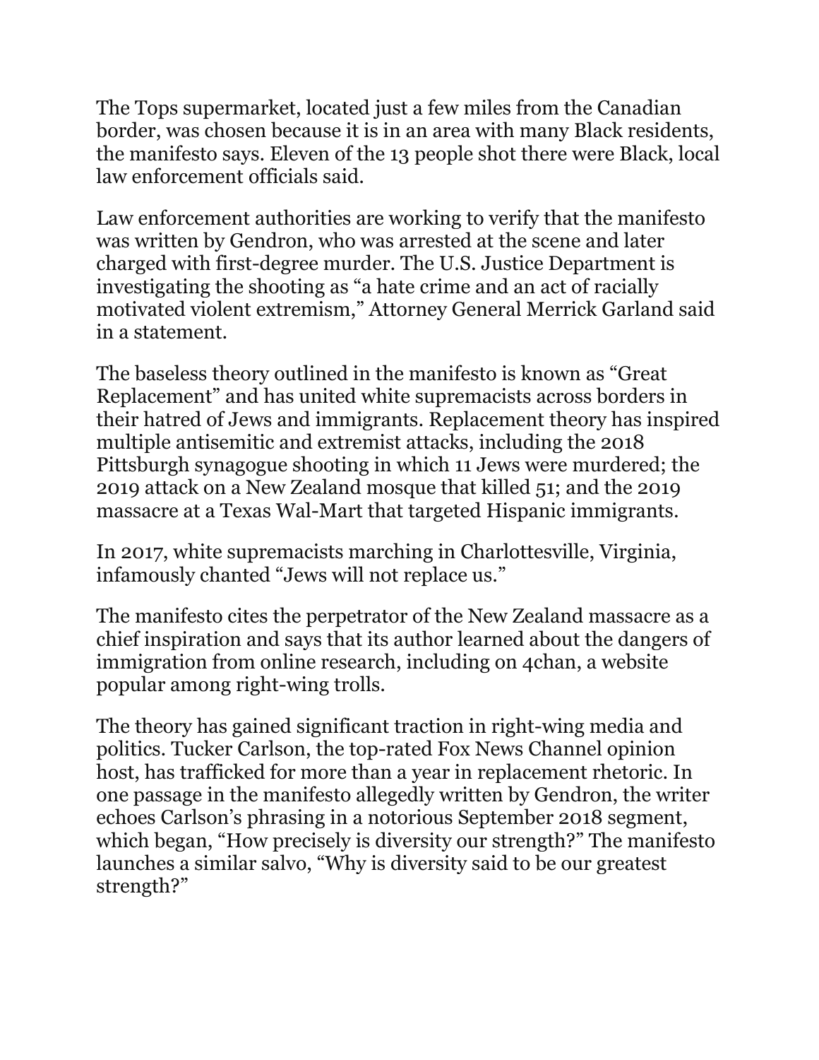The Tops supermarket, located just a few miles from the Canadian border, was chosen because it is in an area with many Black residents, the manifesto says. Eleven of the 13 people shot there were Black, local law enforcement officials said.

Law enforcement authorities are working to verify that the manifesto was written by Gendron, who was arrested at the scene and later charged with first-degree murder. The U.S. Justice Department is investigating the shooting as "a hate crime and an act of racially motivated violent extremism," Attorney General Merrick Garland said in a statement.

The baseless theory outlined in the manifesto is known as "Great Replacement" and has united white supremacists across borders in their hatred of Jews and immigrants. Replacement theory has inspired multiple antisemitic and extremist attacks, including the 2018 Pittsburgh synagogue shooting in which 11 Jews were murdered; the 2019 attack on a New Zealand mosque that killed 51; and the 2019 massacre at a Texas Wal-Mart that targeted Hispanic immigrants.

In 2017, white supremacists marching in Charlottesville, Virginia, infamously chanted "Jews will not replace us."

The manifesto cites the perpetrator of the New Zealand massacre as a chief inspiration and says that its author learned about the dangers of immigration from online research, including on 4chan, a website popular among right-wing trolls.

The theory has gained significant traction in right-wing media and politics. Tucker Carlson, the top-rated Fox News Channel opinion host, has trafficked for more than a year in replacement rhetoric. In one passage in the manifesto allegedly written by Gendron, the writer echoes Carlson's phrasing in a notorious September 2018 segment, which began, "How precisely is diversity our strength?" The manifesto launches a similar salvo, "Why is diversity said to be our greatest strength?"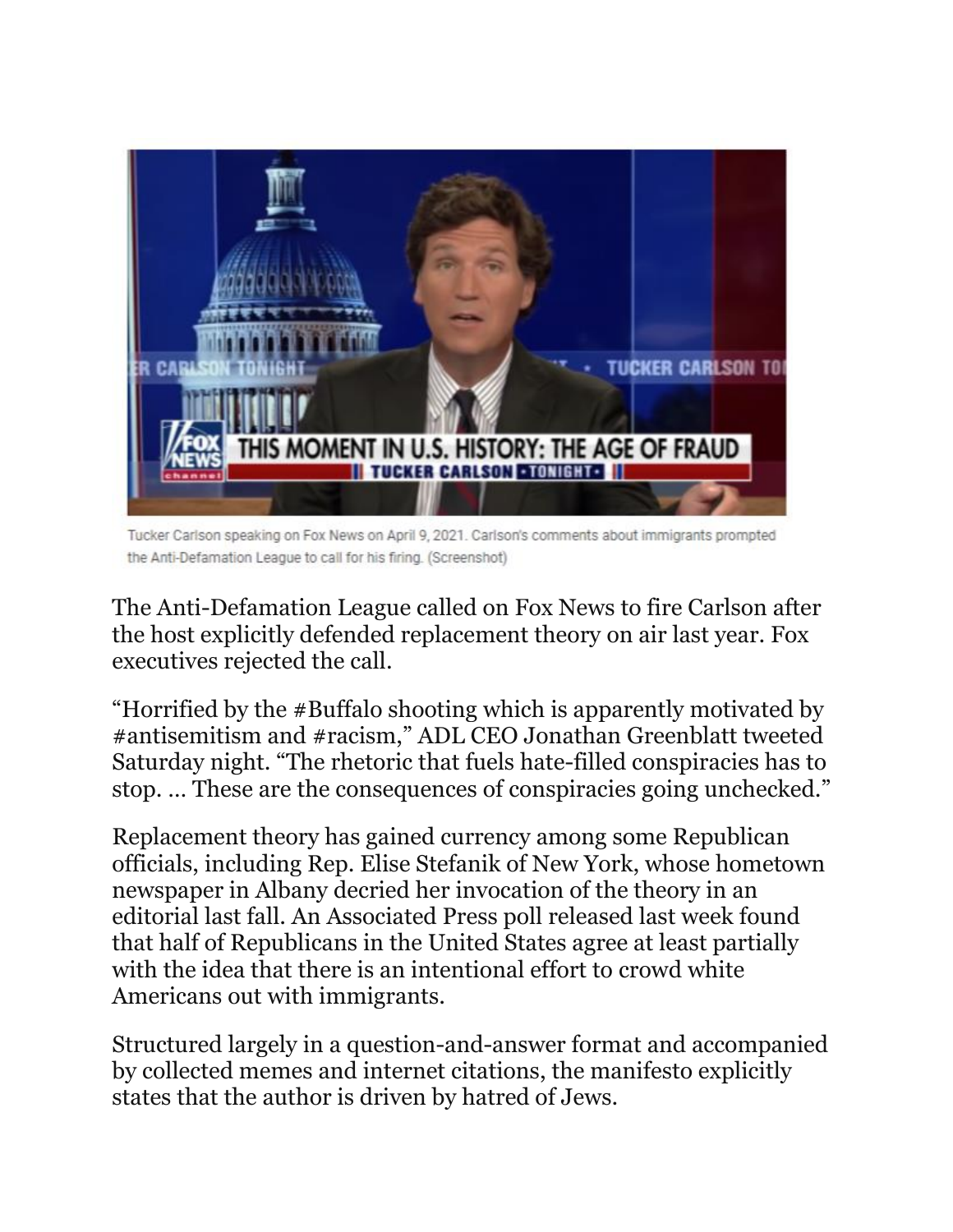Tucker Carlson speaking on Fox News on April 9, 2021. Carlson's comments about immigrants prompted the Anti-Defamation League to call for his firing. (Screenshot)

The Anti-Defamation League called on Fox News to fire Carlson after the host explicitly defended replacement theory on air last year. Fox executives rejected the call.

"Horrified by the #Buffalo shooting which is apparently motivated by #antisemitism and #racism," ADL CEO Jonathan Greenblatt tweeted Saturday night. "The rhetoric that fuels hate-filled conspiracies has to stop. … These are the consequences of conspiracies going unchecked."

Replacement theory has gained currency among some Republican officials, including Rep. Elise Stefanik of New York, whose hometown newspaper in Albany decried her invocation of the theory in an editorial last fall. An Associated Press poll released last week found that half of Republicans in the United States agree at least partially with the idea that there is an intentional effort to crowd white Americans out with immigrants.

Structured largely in a question-and-answer format and accompanied by collected memes and internet citations, the manifesto explicitly states that the author is driven by hatred of Jews.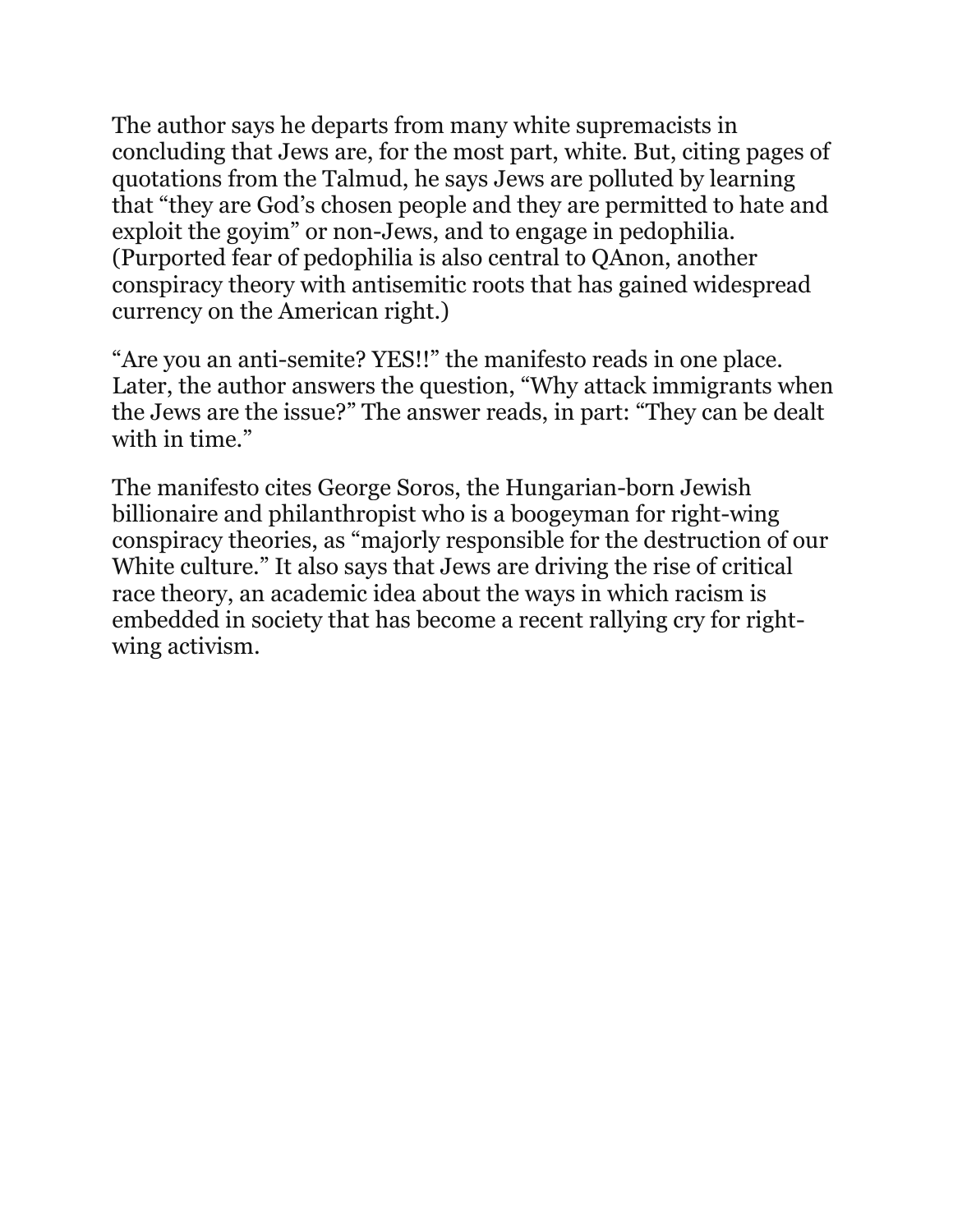The author says he departs from many white supremacists in concluding that Jews are, for the most part, white. But, citing pages of quotations from the Talmud, he says Jews are polluted by learning that "they are God's chosen people and they are permitted to hate and exploit the goyim" or non-Jews, and to engage in pedophilia. (Purported fear of pedophilia is also central to QAnon, another conspiracy theory with antisemitic roots that has gained widespread currency on the American right.)

"Are you an anti-semite? YES!!" the manifesto reads in one place. Later, the author answers the question, "Why attack immigrants when the Jews are the issue?" The answer reads, in part: "They can be dealt with in time."

The manifesto cites George Soros, the Hungarian-born Jewish billionaire and philanthropist who is a boogeyman for right-wing conspiracy theories, as "majorly responsible for the destruction of our White culture." It also says that Jews are driving the rise of critical race theory, an academic idea about the ways in which racism is embedded in society that has become a recent rallying cry for right-wing activism.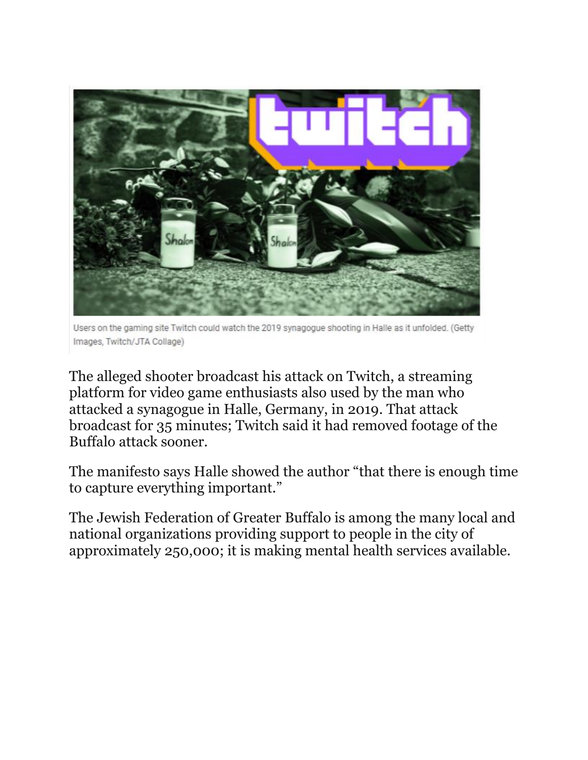Users on the gaming site Twitch could watch the 2019 synagogue shooting in Halle as it unfolded. (Getty Images, Twitch/JTA Collage)

The alleged shooter broadcast his attack on Twitch, a streaming platform for video game enthusiasts also used by the man who attacked a synagogue in Halle, Germany, in 2019. That attack broadcast for 35 minutes; Twitch said it had removed footage of the Buffalo attack sooner.

The manifesto says Halle showed the author "that there is enough time to capture everything important."

The Jewish Federation of Greater Buffalo is among the many local and national organizations providing support to people in the city of approximately 250,000; it is making mental health services available.